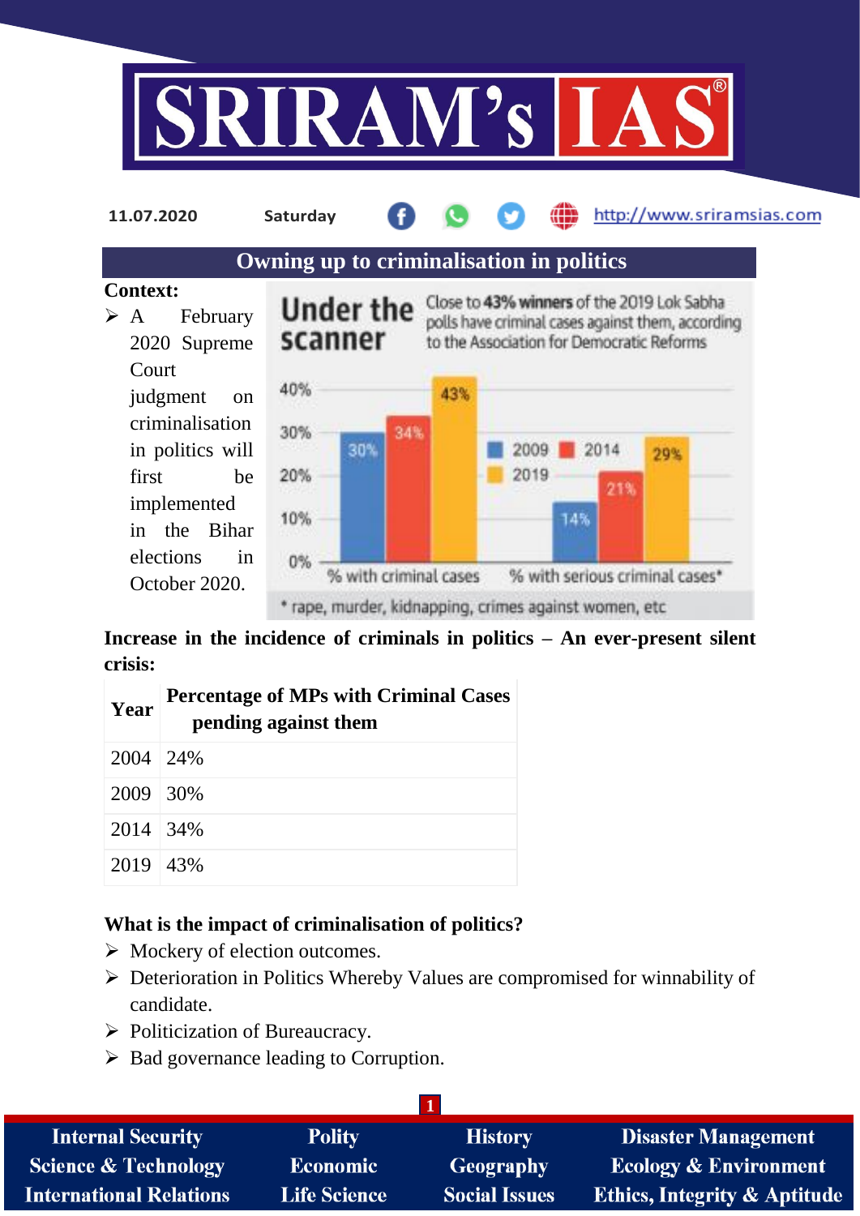11.07.2020 Saturday http://www.sriramsias.com

## Owning up to criminalisation in politics

**Context:**

- A February 2020 Supreme Court judgment on criminalisation in politics will first be implemented in the Bihar elections in October 2020.

**Under the scanner**

Close to **43% winners** of the 2019 Lok Sabha polls have criminal cases against them, according to the Association for Democratic Reforms

| | 2009 | 2014 | 2019 |
|---|---|---|---|
| % with criminal cases | 30% | 34% | 43% |
| % with serious criminal cases* | 14% | 21% | 29% |

\* rape, murder, kidnapping, crimes against women, etc

**Increase in the incidence of criminals in politics – An ever-present silent crisis:**

| Year | Percentage of MPs with Criminal Cases pending against them |
|---|---|
| 2004 | 24% |
| 2009 | 30% |
| 2014 | 34% |
| 2019 | 43% |

**What is the impact of criminalisation of politics?**

- Mockery of election outcomes.
- Deterioration in Politics Whereby Values are compromised for winnability of candidate.
- Politicization of Bureaucracy.
- Bad governance leading to Corruption.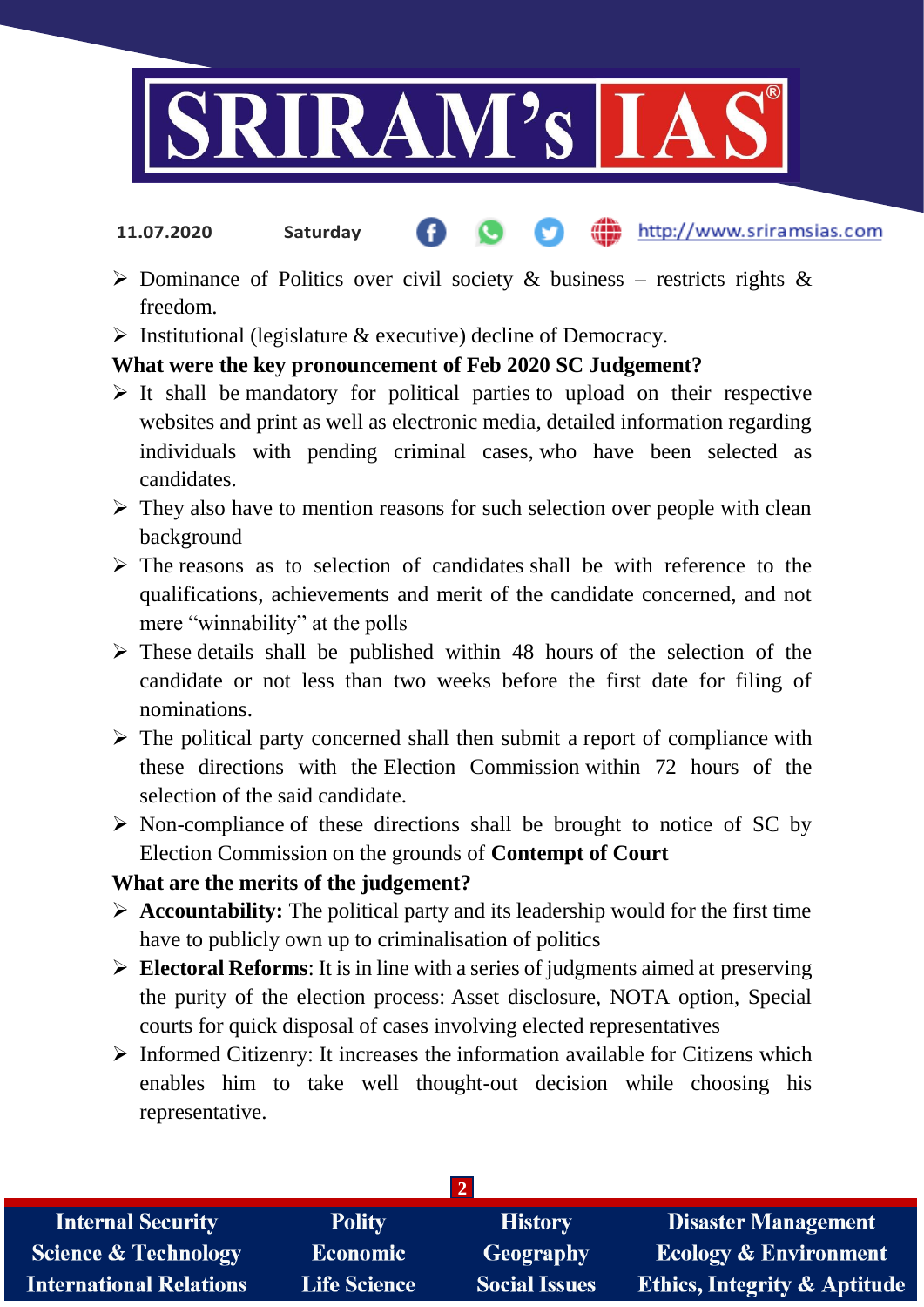- Dominance of Politics over civil society & business – restricts rights & freedom.
- Institutional (legislature & executive) decline of Democracy.

**What were the key pronouncement of Feb 2020 SC Judgement?**

- It shall be mandatory for political parties to upload on their respective websites and print as well as electronic media, detailed information regarding individuals with pending criminal cases, who have been selected as candidates.
- They also have to mention reasons for such selection over people with clean background
- The reasons as to selection of candidates shall be with reference to the qualifications, achievements and merit of the candidate concerned, and not mere "winnability" at the polls
- These details shall be published within 48 hours of the selection of the candidate or not less than two weeks before the first date for filing of nominations.
- The political party concerned shall then submit a report of compliance with these directions with the Election Commission within 72 hours of the selection of the said candidate.
- Non-compliance of these directions shall be brought to notice of SC by Election Commission on the grounds of **Contempt of Court**

**What are the merits of the judgement?**

- **Accountability:** The political party and its leadership would for the first time have to publicly own up to criminalisation of politics
- **Electoral Reforms**: It is in line with a series of judgments aimed at preserving the purity of the election process: Asset disclosure, NOTA option, Special courts for quick disposal of cases involving elected representatives
- Informed Citizenry: It increases the information available for Citizens which enables him to take well thought-out decision while choosing his representative.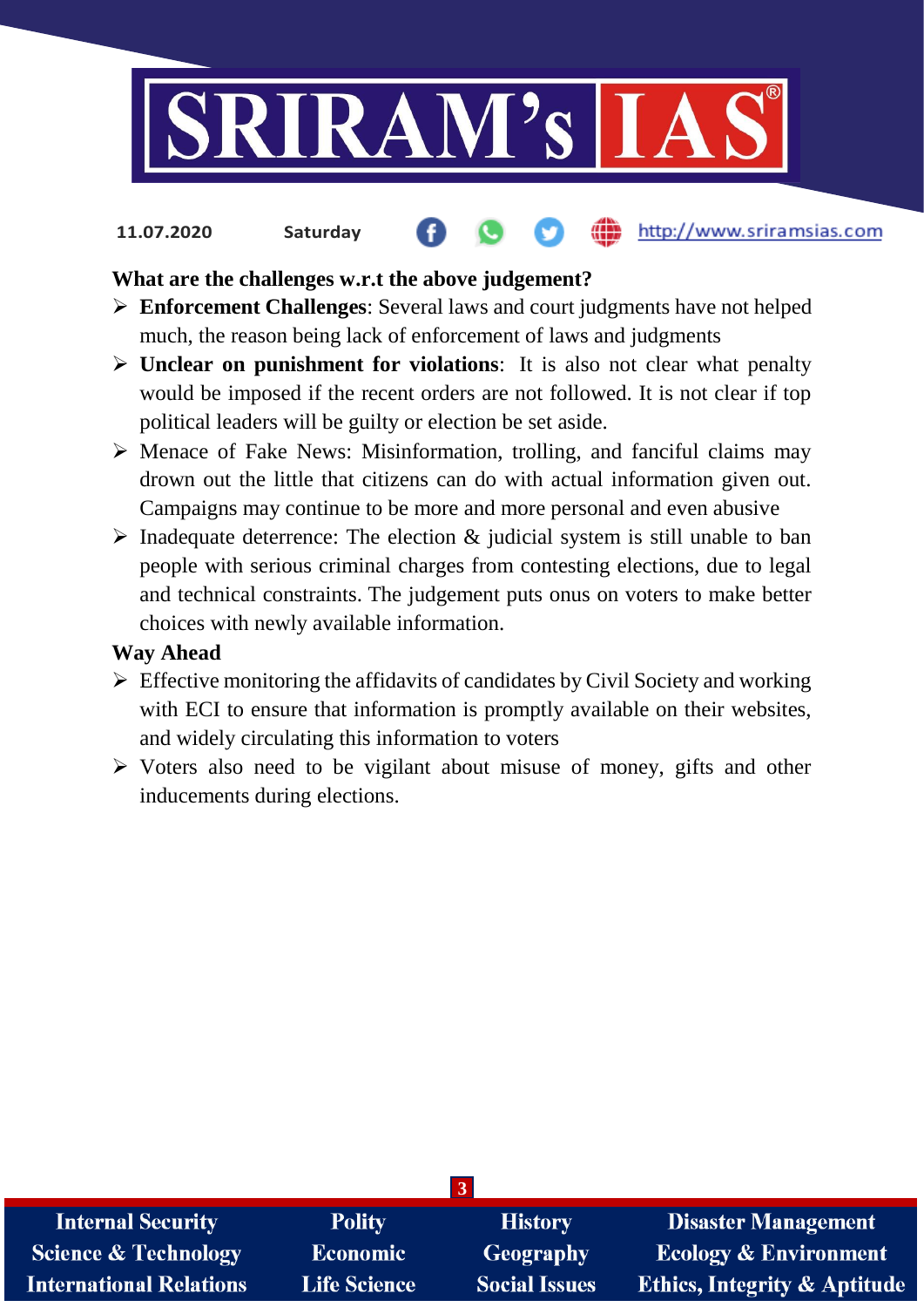**What are the challenges w.r.t the above judgement?**

- **Enforcement Challenges**: Several laws and court judgments have not helped much, the reason being lack of enforcement of laws and judgments
- **Unclear on punishment for violations**: It is also not clear what penalty would be imposed if the recent orders are not followed. It is not clear if top political leaders will be guilty or election be set aside.
- Menace of Fake News: Misinformation, trolling, and fanciful claims may drown out the little that citizens can do with actual information given out. Campaigns may continue to be more and more personal and even abusive
- Inadequate deterrence: The election & judicial system is still unable to ban people with serious criminal charges from contesting elections, due to legal and technical constraints. The judgement puts onus on voters to make better choices with newly available information.

**Way Ahead**

- Effective monitoring the affidavits of candidates by Civil Society and working with ECI to ensure that information is promptly available on their websites, and widely circulating this information to voters
- Voters also need to be vigilant about misuse of money, gifts and other inducements during elections.